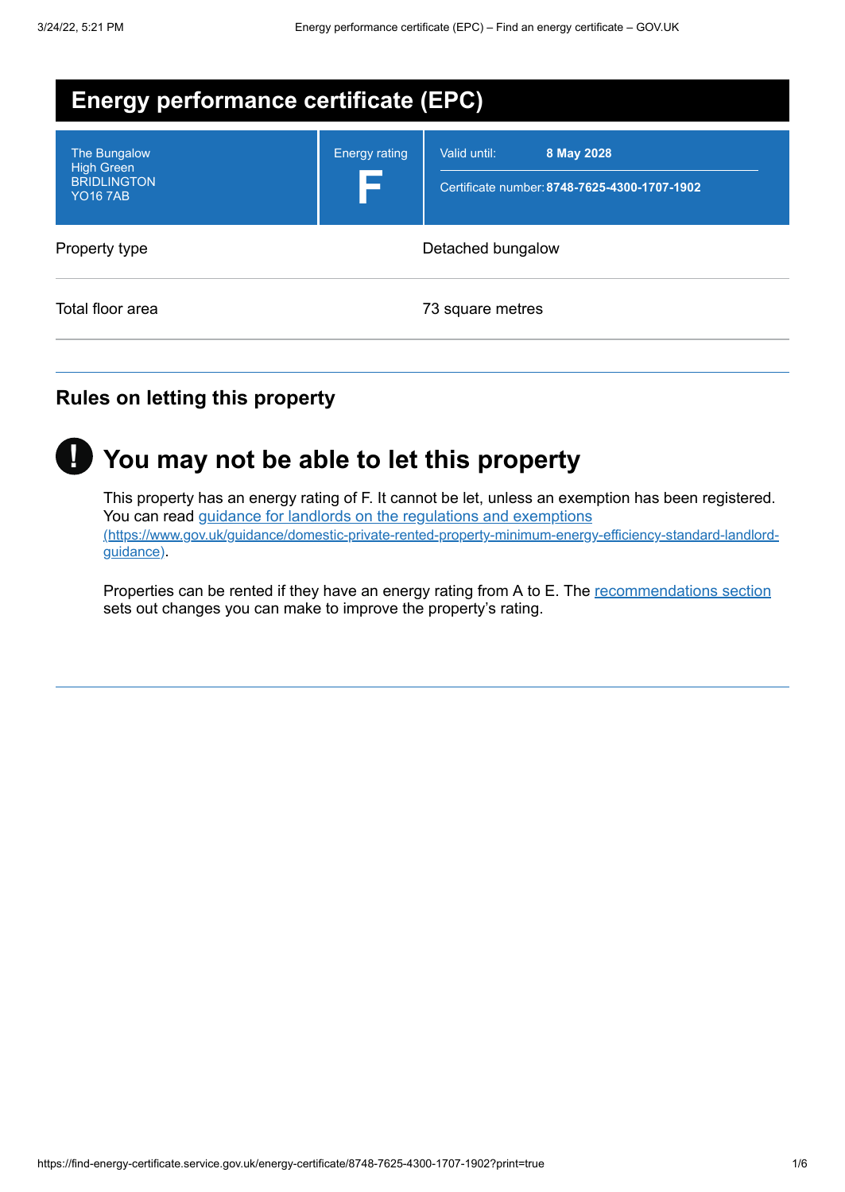# Energy performance certificate (EPC)

| The Bungalow<br>High Green<br>BRIDLINGTON<br>YO16 7AB | Energy rating<br>**F** | Valid until: **8 May 2028**<br>Certificate number: **8748-7625-4300-1707-1902** |
|---|---|---|

| | |
|---|---|
| Property type | Detached bungalow |
| Total floor area | 73 square metres |

## Rules on letting this property

## You may not be able to let this property

This property has an energy rating of F. It cannot be let, unless an exemption has been registered. You can read [guidance for landlords on the regulations and exemptions (https://www.gov.uk/guidance/domestic-private-rented-property-minimum-energy-efficiency-standard-landlord-guidance)](https://www.gov.uk/guidance/domestic-private-rented-property-minimum-energy-efficiency-standard-landlord-guidance).

Properties can be rented if they have an energy rating from A to E. The recommendations section sets out changes you can make to improve the property's rating.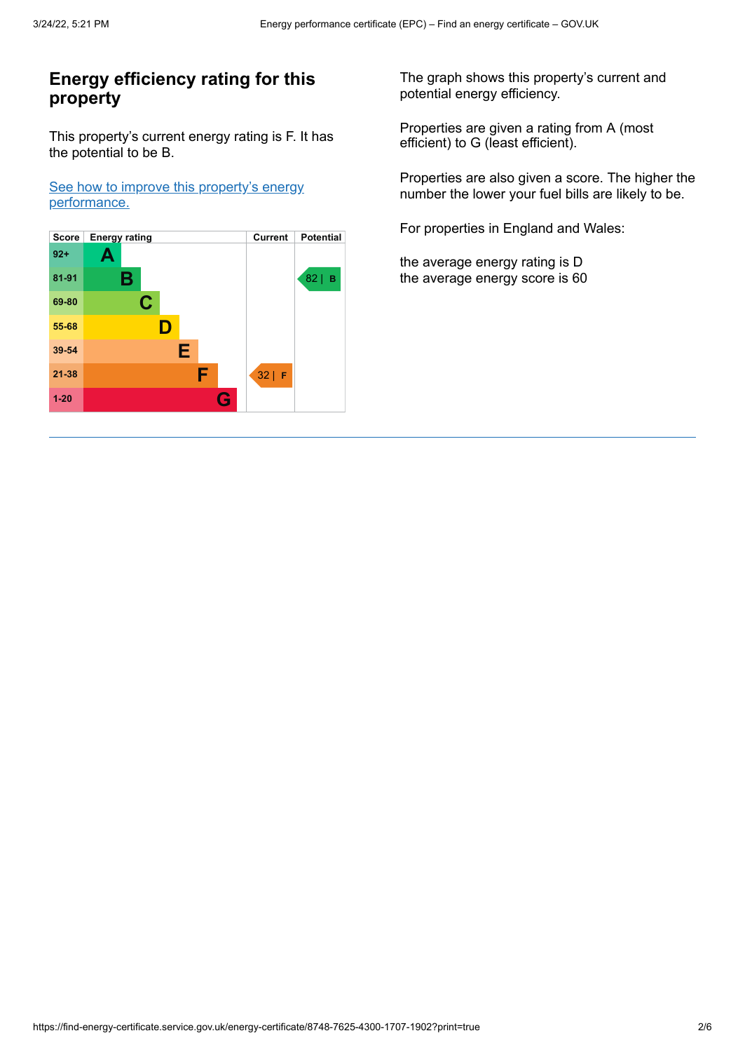## Energy efficiency rating for this property

This property's current energy rating is F. It has the potential to be B.

[See how to improve this property's energy performance.](#)

| Score | Energy rating | Current | Potential |
|---|---|---|---|
| 92+ | A | | |
| 81-91 | B | | 82 \| B |
| 69-80 | C | | |
| 55-68 | D | | |
| 39-54 | E | | |
| 21-38 | F | 32 \| F | |
| 1-20 | G | | |

The graph shows this property's current and potential energy efficiency.

Properties are given a rating from A (most efficient) to G (least efficient).

Properties are also given a score. The higher the number the lower your fuel bills are likely to be.

For properties in England and Wales:

the average energy rating is D
the average energy score is 60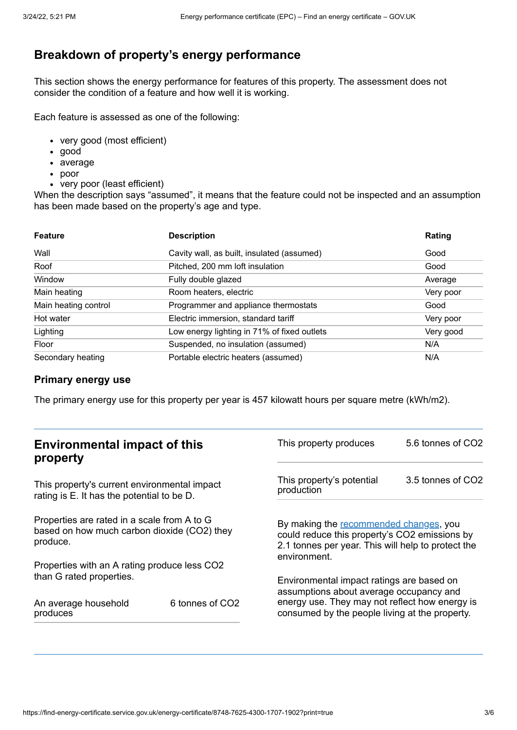## Breakdown of property's energy performance

This section shows the energy performance for features of this property. The assessment does not consider the condition of a feature and how well it is working.

Each feature is assessed as one of the following:

- very good (most efficient)
- good
- average
- poor
- very poor (least efficient)

When the description says "assumed", it means that the feature could not be inspected and an assumption has been made based on the property's age and type.

| Feature | Description | Rating |
|---|---|---|
| Wall | Cavity wall, as built, insulated (assumed) | Good |
| Roof | Pitched, 200 mm loft insulation | Good |
| Window | Fully double glazed | Average |
| Main heating | Room heaters, electric | Very poor |
| Main heating control | Programmer and appliance thermostats | Good |
| Hot water | Electric immersion, standard tariff | Very poor |
| Lighting | Low energy lighting in 71% of fixed outlets | Very good |
| Floor | Suspended, no insulation (assumed) | N/A |
| Secondary heating | Portable electric heaters (assumed) | N/A |

### Primary energy use

The primary energy use for this property per year is 457 kilowatt hours per square metre (kWh/m2).

## Environmental impact of this property

This property's current environmental impact rating is E. It has the potential to be D.

Properties are rated in a scale from A to G based on how much carbon dioxide ($CO_2$) they produce.

Properties with an A rating produce less $CO_2$ than G rated properties.

| | |
|---|---|
| An average household produces | 6 tonnes of $CO_2$ |
| This property produces | 5.6 tonnes of $CO_2$ |
| This property's potential production | 3.5 tonnes of $CO_2$ |

By making the recommended changes, you could reduce this property's $CO_2$ emissions by 2.1 tonnes per year. This will help to protect the environment.

Environmental impact ratings are based on assumptions about average occupancy and energy use. They may not reflect how energy is consumed by the people living at the property.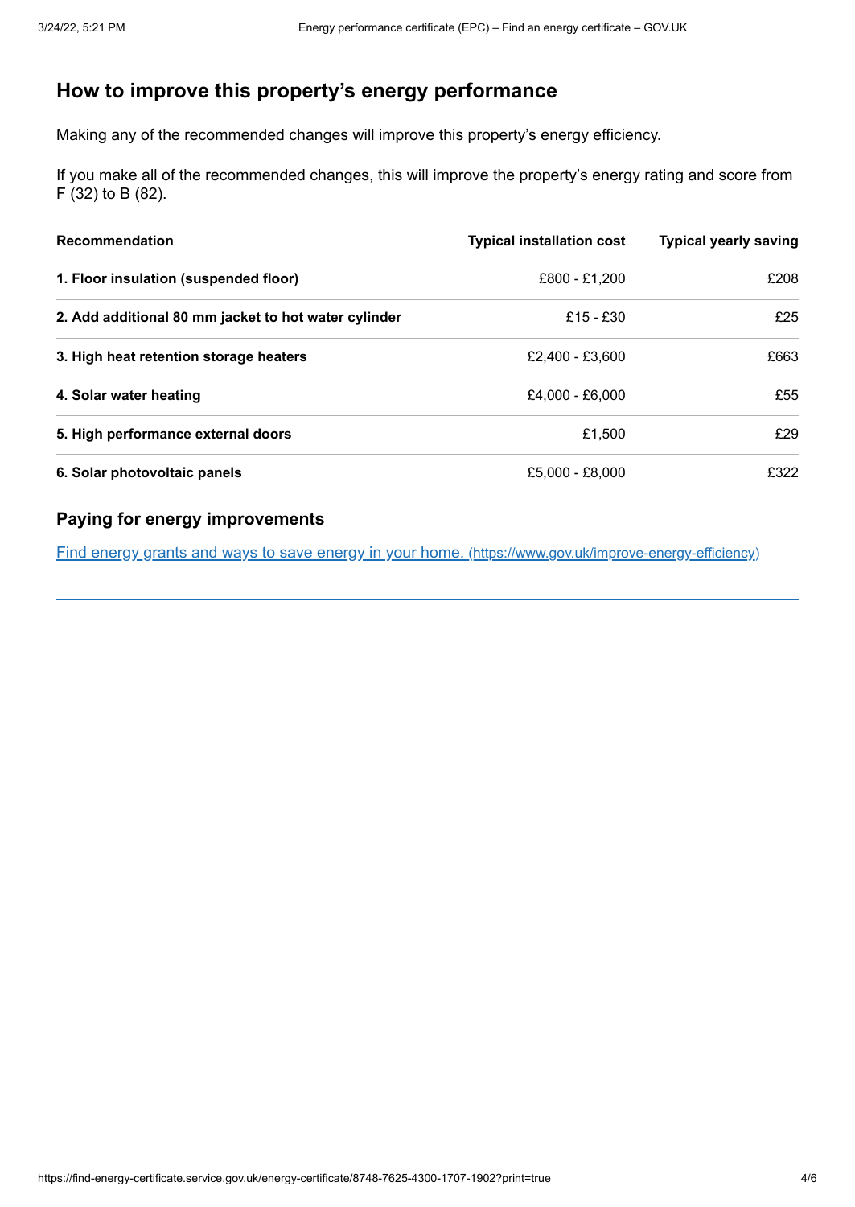## How to improve this property's energy performance

Making any of the recommended changes will improve this property's energy efficiency.

If you make all of the recommended changes, this will improve the property's energy rating and score from F (32) to B (82).

| Recommendation | Typical installation cost | Typical yearly saving |
|---|---|---|
| **1. Floor insulation (suspended floor)** | £800 - £1,200 | £208 |
| **2. Add additional 80 mm jacket to hot water cylinder** | £15 - £30 | £25 |
| **3. High heat retention storage heaters** | £2,400 - £3,600 | £663 |
| **4. Solar water heating** | £4,000 - £6,000 | £55 |
| **5. High performance external doors** | £1,500 | £29 |
| **6. Solar photovoltaic panels** | £5,000 - £8,000 | £322 |

### Paying for energy improvements

[Find energy grants and ways to save energy in your home. (https://www.gov.uk/improve-energy-efficiency)](https://www.gov.uk/improve-energy-efficiency)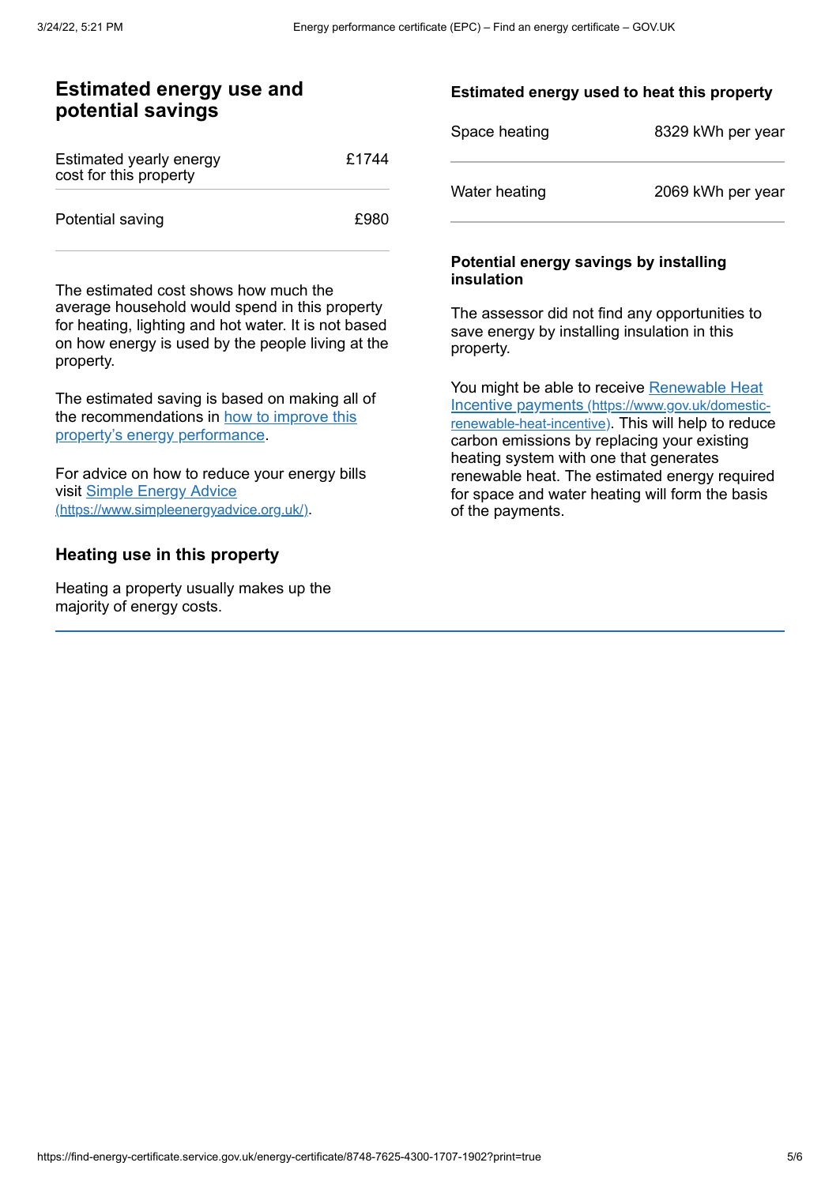## Estimated energy use and potential savings

| | |
|---|---|
| Estimated yearly energy cost for this property | £1744 |
| Potential saving | £980 |

The estimated cost shows how much the average household would spend in this property for heating, lighting and hot water. It is not based on how energy is used by the people living at the property.

The estimated saving is based on making all of the recommendations in [how to improve this property's energy performance](#).

For advice on how to reduce your energy bills visit [Simple Energy Advice (https://www.simpleenergyadvice.org.uk/)](https://www.simpleenergyadvice.org.uk/).

## Heating use in this property

Heating a property usually makes up the majority of energy costs.

### Estimated energy used to heat this property

| | |
|---|---|
| Space heating | 8329 kWh per year |
| Water heating | 2069 kWh per year |

### Potential energy savings by installing insulation

The assessor did not find any opportunities to save energy by installing insulation in this property.

You might be able to receive [Renewable Heat Incentive payments (https://www.gov.uk/domestic-renewable-heat-incentive)](https://www.gov.uk/domestic-renewable-heat-incentive). This will help to reduce carbon emissions by replacing your existing heating system with one that generates renewable heat. The estimated energy required for space and water heating will form the basis of the payments.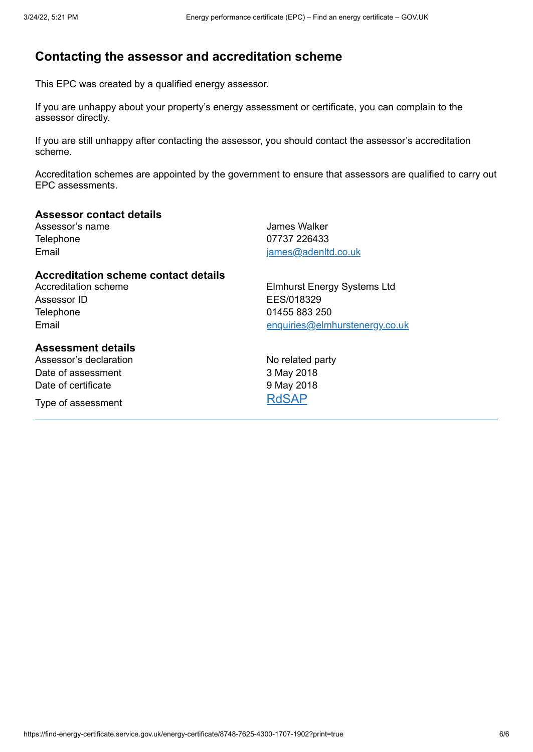## Contacting the assessor and accreditation scheme

This EPC was created by a qualified energy assessor.

If you are unhappy about your property's energy assessment or certificate, you can complain to the assessor directly.

If you are still unhappy after contacting the assessor, you should contact the assessor's accreditation scheme.

Accreditation schemes are appointed by the government to ensure that assessors are qualified to carry out EPC assessments.

### Assessor contact details

| | |
|---|---|
| Assessor's name | James Walker |
| Telephone | 07737 226433 |
| Email | james@adenltd.co.uk |

### Accreditation scheme contact details

| | |
|---|---|
| Accreditation scheme | Elmhurst Energy Systems Ltd |
| Assessor ID | EES/018329 |
| Telephone | 01455 883 250 |
| Email | enquiries@elmhurstenergy.co.uk |

### Assessment details

| | |
|---|---|
| Assessor's declaration | No related party |
| Date of assessment | 3 May 2018 |
| Date of certificate | 9 May 2018 |
| Type of assessment | RdSAP |